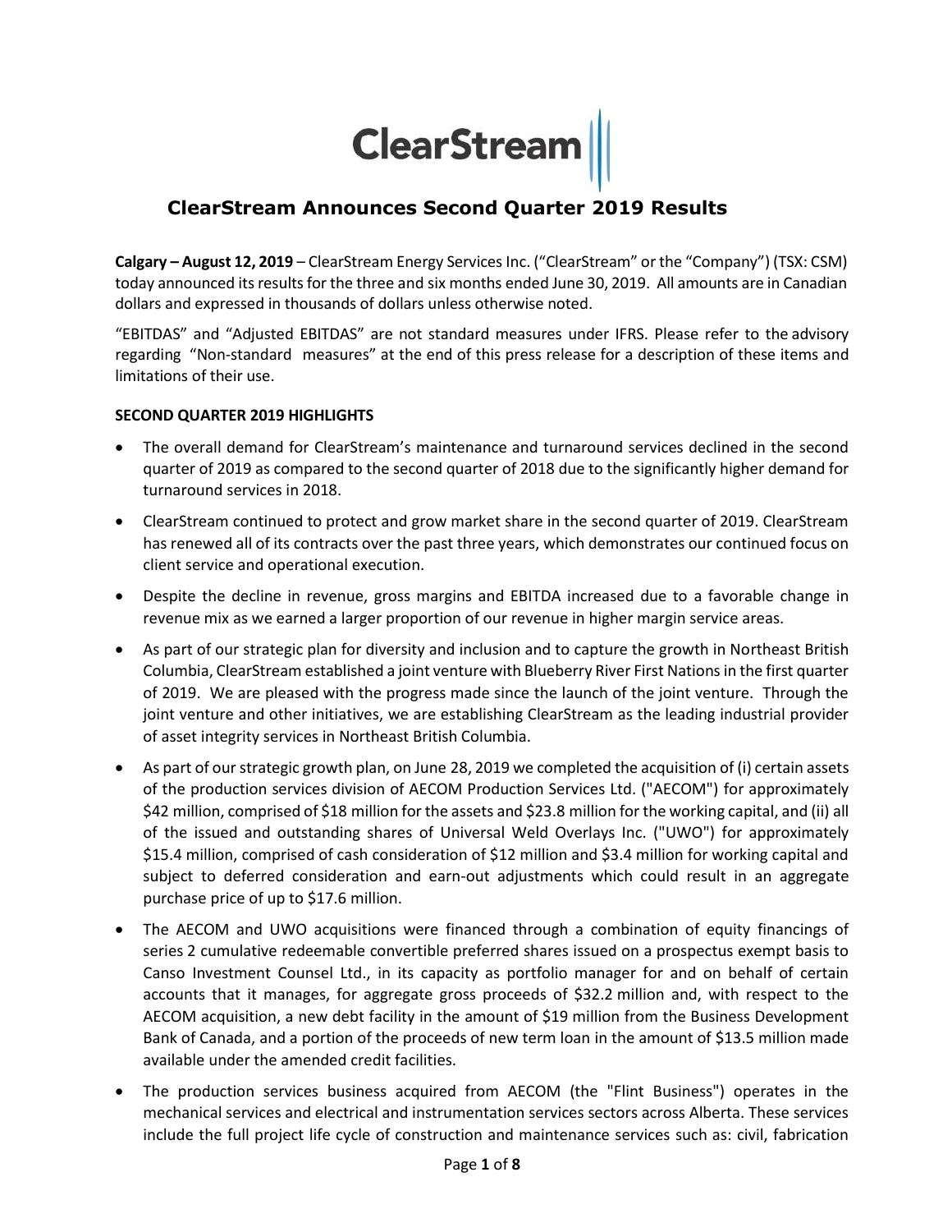ClearStream

# ClearStream Announces Second Quarter 2019 Results

**Calgary – August 12, 2019** – ClearStream Energy Services Inc. ("ClearStream" or the "Company") (TSX: CSM) today announced its results for the three and six months ended June 30, 2019. All amounts are in Canadian dollars and expressed in thousands of dollars unless otherwise noted.

"EBITDAS" and "Adjusted EBITDAS" are not standard measures under IFRS. Please refer to the advisory regarding "Non-standard measures" at the end of this press release for a description of these items and limitations of their use.

**SECOND QUARTER 2019 HIGHLIGHTS**

- The overall demand for ClearStream's maintenance and turnaround services declined in the second quarter of 2019 as compared to the second quarter of 2018 due to the significantly higher demand for turnaround services in 2018.
- ClearStream continued to protect and grow market share in the second quarter of 2019. ClearStream has renewed all of its contracts over the past three years, which demonstrates our continued focus on client service and operational execution.
- Despite the decline in revenue, gross margins and EBITDA increased due to a favorable change in revenue mix as we earned a larger proportion of our revenue in higher margin service areas.
- As part of our strategic plan for diversity and inclusion and to capture the growth in Northeast British Columbia, ClearStream established a joint venture with Blueberry River First Nations in the first quarter of 2019. We are pleased with the progress made since the launch of the joint venture. Through the joint venture and other initiatives, we are establishing ClearStream as the leading industrial provider of asset integrity services in Northeast British Columbia.
- As part of our strategic growth plan, on June 28, 2019 we completed the acquisition of (i) certain assets of the production services division of AECOM Production Services Ltd. ("AECOM") for approximately $42 million, comprised of $18 million for the assets and $23.8 million for the working capital, and (ii) all of the issued and outstanding shares of Universal Weld Overlays Inc. ("UWO") for approximately $15.4 million, comprised of cash consideration of $12 million and $3.4 million for working capital and subject to deferred consideration and earn-out adjustments which could result in an aggregate purchase price of up to $17.6 million.
- The AECOM and UWO acquisitions were financed through a combination of equity financings of series 2 cumulative redeemable convertible preferred shares issued on a prospectus exempt basis to Canso Investment Counsel Ltd., in its capacity as portfolio manager for and on behalf of certain accounts that it manages, for aggregate gross proceeds of $32.2 million and, with respect to the AECOM acquisition, a new debt facility in the amount of $19 million from the Business Development Bank of Canada, and a portion of the proceeds of new term loan in the amount of $13.5 million made available under the amended credit facilities.
- The production services business acquired from AECOM (the "Flint Business") operates in the mechanical services and electrical and instrumentation services sectors across Alberta. These services include the full project life cycle of construction and maintenance services such as: civil, fabrication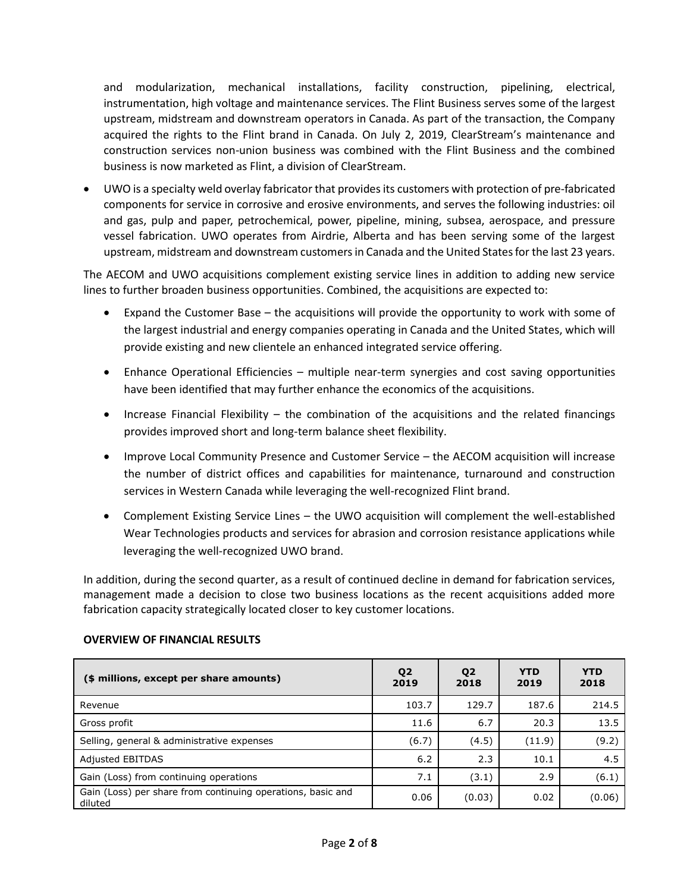and modularization, mechanical installations, facility construction, pipelining, electrical, instrumentation, high voltage and maintenance services. The Flint Business serves some of the largest upstream, midstream and downstream operators in Canada. As part of the transaction, the Company acquired the rights to the Flint brand in Canada. On July 2, 2019, ClearStream's maintenance and construction services non-union business was combined with the Flint Business and the combined business is now marketed as Flint, a division of ClearStream.

- UWO is a specialty weld overlay fabricator that provides its customers with protection of pre-fabricated components for service in corrosive and erosive environments, and serves the following industries: oil and gas, pulp and paper, petrochemical, power, pipeline, mining, subsea, aerospace, and pressure vessel fabrication. UWO operates from Airdrie, Alberta and has been serving some of the largest upstream, midstream and downstream customers in Canada and the United States for the last 23 years.

The AECOM and UWO acquisitions complement existing service lines in addition to adding new service lines to further broaden business opportunities. Combined, the acquisitions are expected to:

- Expand the Customer Base – the acquisitions will provide the opportunity to work with some of the largest industrial and energy companies operating in Canada and the United States, which will provide existing and new clientele an enhanced integrated service offering.
- Enhance Operational Efficiencies – multiple near-term synergies and cost saving opportunities have been identified that may further enhance the economics of the acquisitions.
- Increase Financial Flexibility – the combination of the acquisitions and the related financings provides improved short and long-term balance sheet flexibility.
- Improve Local Community Presence and Customer Service – the AECOM acquisition will increase the number of district offices and capabilities for maintenance, turnaround and construction services in Western Canada while leveraging the well-recognized Flint brand.
- Complement Existing Service Lines – the UWO acquisition will complement the well-established Wear Technologies products and services for abrasion and corrosion resistance applications while leveraging the well-recognized UWO brand.

In addition, during the second quarter, as a result of continued decline in demand for fabrication services, management made a decision to close two business locations as the recent acquisitions added more fabrication capacity strategically located closer to key customer locations.

**OVERVIEW OF FINANCIAL RESULTS**

| ($ millions, except per share amounts) | Q2 2019 | Q2 2018 | YTD 2019 | YTD 2018 |
|---|---|---|---|---|
| Revenue | 103.7 | 129.7 | 187.6 | 214.5 |
| Gross profit | 11.6 | 6.7 | 20.3 | 13.5 |
| Selling, general & administrative expenses | (6.7) | (4.5) | (11.9) | (9.2) |
| Adjusted EBITDAS | 6.2 | 2.3 | 10.1 | 4.5 |
| Gain (Loss) from continuing operations | 7.1 | (3.1) | 2.9 | (6.1) |
| Gain (Loss) per share from continuing operations, basic and diluted | 0.06 | (0.03) | 0.02 | (0.06) |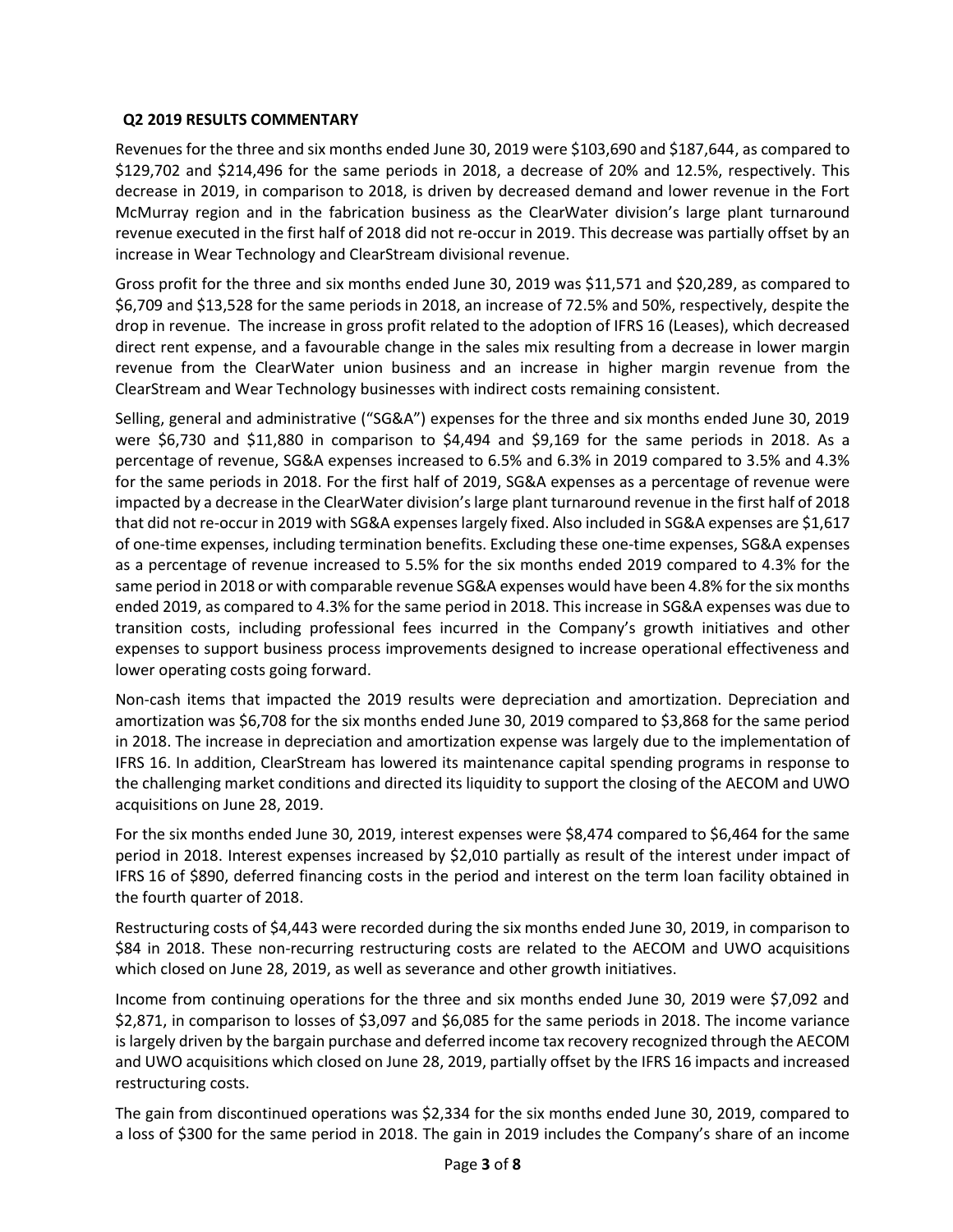## Q2 2019 RESULTS COMMENTARY

Revenues for the three and six months ended June 30, 2019 were $103,690 and $187,644, as compared to $129,702 and $214,496 for the same periods in 2018, a decrease of 20% and 12.5%, respectively. This decrease in 2019, in comparison to 2018, is driven by decreased demand and lower revenue in the Fort McMurray region and in the fabrication business as the ClearWater division's large plant turnaround revenue executed in the first half of 2018 did not re-occur in 2019. This decrease was partially offset by an increase in Wear Technology and ClearStream divisional revenue.

Gross profit for the three and six months ended June 30, 2019 was $11,571 and $20,289, as compared to $6,709 and $13,528 for the same periods in 2018, an increase of 72.5% and 50%, respectively, despite the drop in revenue. The increase in gross profit related to the adoption of IFRS 16 (Leases), which decreased direct rent expense, and a favourable change in the sales mix resulting from a decrease in lower margin revenue from the ClearWater union business and an increase in higher margin revenue from the ClearStream and Wear Technology businesses with indirect costs remaining consistent.

Selling, general and administrative ("SG&A") expenses for the three and six months ended June 30, 2019 were $6,730 and $11,880 in comparison to $4,494 and $9,169 for the same periods in 2018. As a percentage of revenue, SG&A expenses increased to 6.5% and 6.3% in 2019 compared to 3.5% and 4.3% for the same periods in 2018. For the first half of 2019, SG&A expenses as a percentage of revenue were impacted by a decrease in the ClearWater division's large plant turnaround revenue in the first half of 2018 that did not re-occur in 2019 with SG&A expenses largely fixed. Also included in SG&A expenses are $1,617 of one-time expenses, including termination benefits. Excluding these one-time expenses, SG&A expenses as a percentage of revenue increased to 5.5% for the six months ended 2019 compared to 4.3% for the same period in 2018 or with comparable revenue SG&A expenses would have been 4.8% for the six months ended 2019, as compared to 4.3% for the same period in 2018. This increase in SG&A expenses was due to transition costs, including professional fees incurred in the Company's growth initiatives and other expenses to support business process improvements designed to increase operational effectiveness and lower operating costs going forward.

Non-cash items that impacted the 2019 results were depreciation and amortization. Depreciation and amortization was $6,708 for the six months ended June 30, 2019 compared to $3,868 for the same period in 2018. The increase in depreciation and amortization expense was largely due to the implementation of IFRS 16. In addition, ClearStream has lowered its maintenance capital spending programs in response to the challenging market conditions and directed its liquidity to support the closing of the AECOM and UWO acquisitions on June 28, 2019.

For the six months ended June 30, 2019, interest expenses were $8,474 compared to $6,464 for the same period in 2018. Interest expenses increased by $2,010 partially as result of the interest under impact of IFRS 16 of $890, deferred financing costs in the period and interest on the term loan facility obtained in the fourth quarter of 2018.

Restructuring costs of $4,443 were recorded during the six months ended June 30, 2019, in comparison to $84 in 2018. These non-recurring restructuring costs are related to the AECOM and UWO acquisitions which closed on June 28, 2019, as well as severance and other growth initiatives.

Income from continuing operations for the three and six months ended June 30, 2019 were $7,092 and $2,871, in comparison to losses of $3,097 and $6,085 for the same periods in 2018. The income variance is largely driven by the bargain purchase and deferred income tax recovery recognized through the AECOM and UWO acquisitions which closed on June 28, 2019, partially offset by the IFRS 16 impacts and increased restructuring costs.

The gain from discontinued operations was $2,334 for the six months ended June 30, 2019, compared to a loss of $300 for the same period in 2018. The gain in 2019 includes the Company's share of an income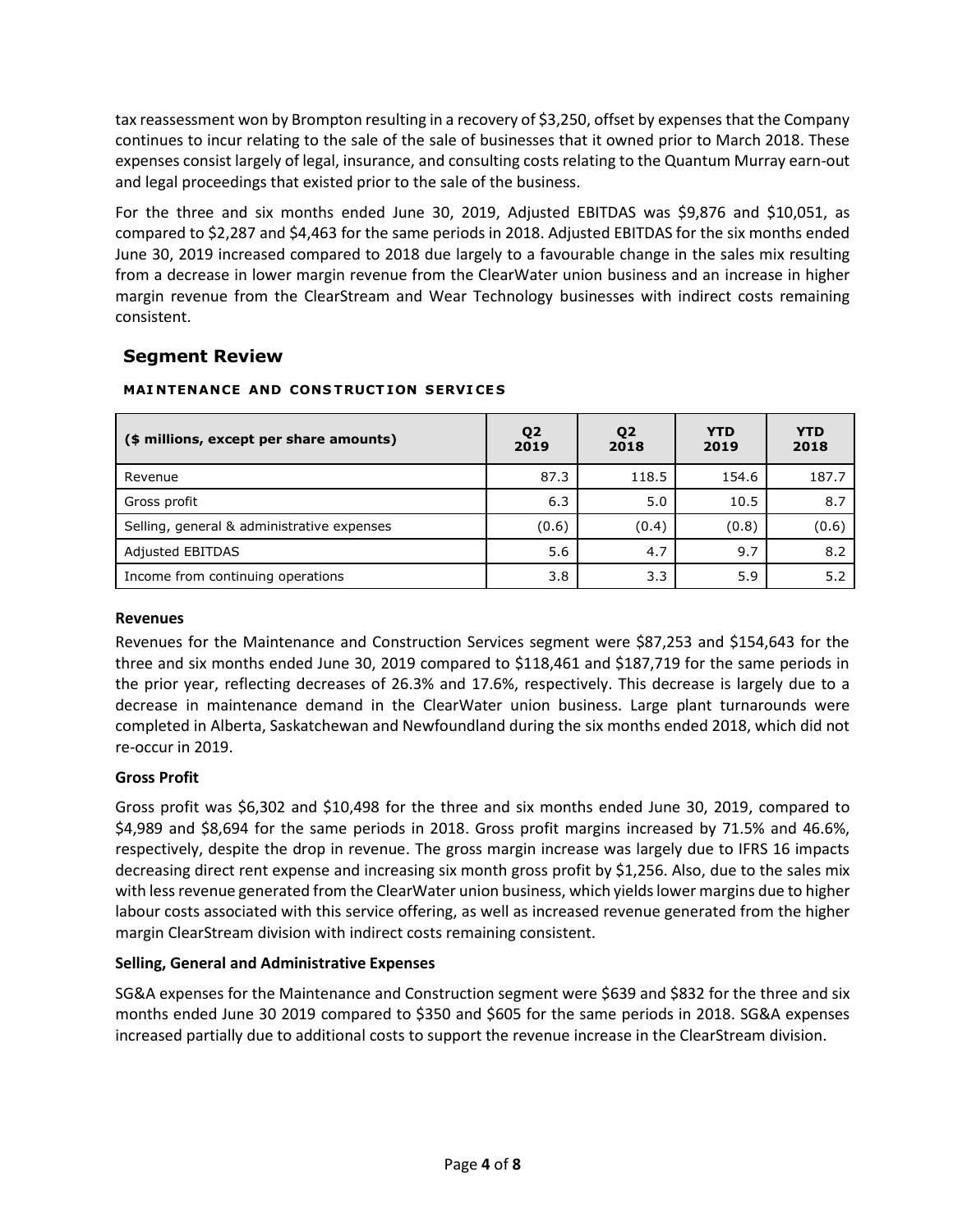tax reassessment won by Brompton resulting in a recovery of $3,250, offset by expenses that the Company continues to incur relating to the sale of the sale of businesses that it owned prior to March 2018. These expenses consist largely of legal, insurance, and consulting costs relating to the Quantum Murray earn-out and legal proceedings that existed prior to the sale of the business.

For the three and six months ended June 30, 2019, Adjusted EBITDAS was $9,876 and $10,051, as compared to $2,287 and $4,463 for the same periods in 2018. Adjusted EBITDAS for the six months ended June 30, 2019 increased compared to 2018 due largely to a favourable change in the sales mix resulting from a decrease in lower margin revenue from the ClearWater union business and an increase in higher margin revenue from the ClearStream and Wear Technology businesses with indirect costs remaining consistent.

## Segment Review

#### MAINTENANCE AND CONSTRUCTION SERVICES

| ($ millions, except per share amounts) | Q2 2019 | Q2 2018 | YTD 2019 | YTD 2018 |
|---|---|---|---|---|
| Revenue | 87.3 | 118.5 | 154.6 | 187.7 |
| Gross profit | 6.3 | 5.0 | 10.5 | 8.7 |
| Selling, general & administrative expenses | (0.6) | (0.4) | (0.8) | (0.6) |
| Adjusted EBITDAS | 5.6 | 4.7 | 9.7 | 8.2 |
| Income from continuing operations | 3.8 | 3.3 | 5.9 | 5.2 |

**Revenues**

Revenues for the Maintenance and Construction Services segment were $87,253 and $154,643 for the three and six months ended June 30, 2019 compared to $118,461 and $187,719 for the same periods in the prior year, reflecting decreases of 26.3% and 17.6%, respectively. This decrease is largely due to a decrease in maintenance demand in the ClearWater union business. Large plant turnarounds were completed in Alberta, Saskatchewan and Newfoundland during the six months ended 2018, which did not re-occur in 2019.

**Gross Profit**

Gross profit was $6,302 and $10,498 for the three and six months ended June 30, 2019, compared to $4,989 and $8,694 for the same periods in 2018. Gross profit margins increased by 71.5% and 46.6%, respectively, despite the drop in revenue. The gross margin increase was largely due to IFRS 16 impacts decreasing direct rent expense and increasing six month gross profit by $1,256. Also, due to the sales mix with less revenue generated from the ClearWater union business, which yields lower margins due to higher labour costs associated with this service offering, as well as increased revenue generated from the higher margin ClearStream division with indirect costs remaining consistent.

**Selling, General and Administrative Expenses**

SG&A expenses for the Maintenance and Construction segment were $639 and $832 for the three and six months ended June 30 2019 compared to $350 and $605 for the same periods in 2018. SG&A expenses increased partially due to additional costs to support the revenue increase in the ClearStream division.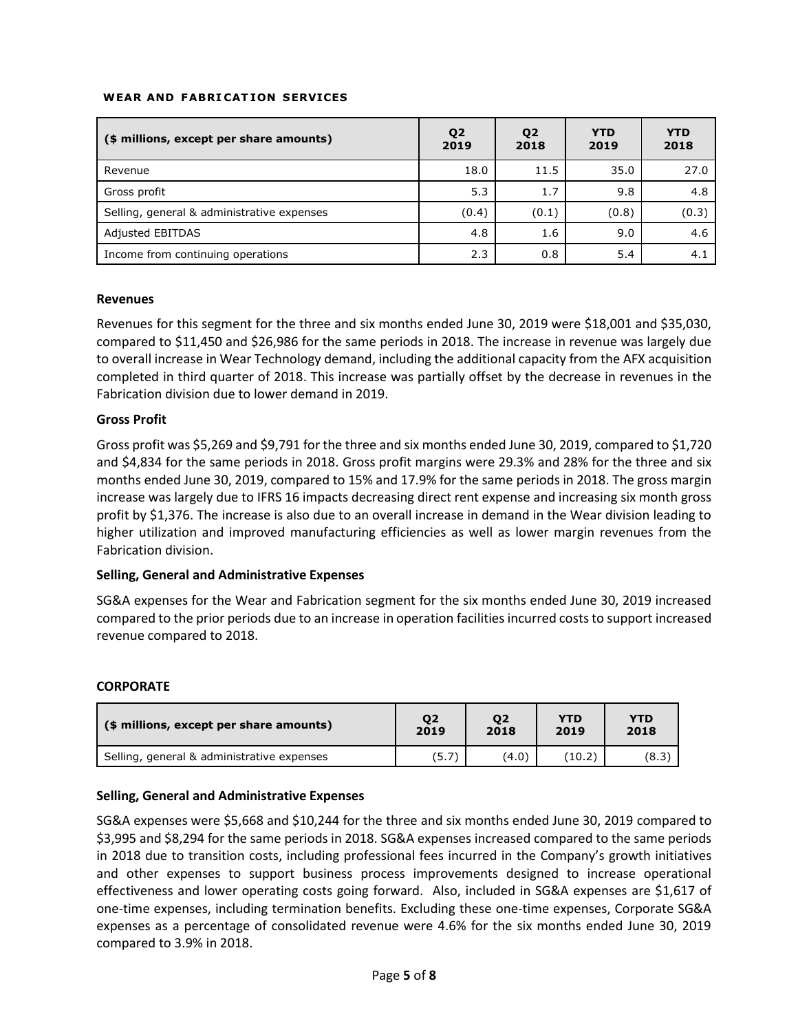## WEAR AND FABRICATION SERVICES

| ($ millions, except per share amounts) | Q2 2019 | Q2 2018 | YTD 2019 | YTD 2018 |
|---|---|---|---|---|
| Revenue | 18.0 | 11.5 | 35.0 | 27.0 |
| Gross profit | 5.3 | 1.7 | 9.8 | 4.8 |
| Selling, general & administrative expenses | (0.4) | (0.1) | (0.8) | (0.3) |
| Adjusted EBITDAS | 4.8 | 1.6 | 9.0 | 4.6 |
| Income from continuing operations | 2.3 | 0.8 | 5.4 | 4.1 |

### Revenues

Revenues for this segment for the three and six months ended June 30, 2019 were $18,001 and $35,030, compared to $11,450 and $26,986 for the same periods in 2018. The increase in revenue was largely due to overall increase in Wear Technology demand, including the additional capacity from the AFX acquisition completed in third quarter of 2018. This increase was partially offset by the decrease in revenues in the Fabrication division due to lower demand in 2019.

### Gross Profit

Gross profit was $5,269 and $9,791 for the three and six months ended June 30, 2019, compared to $1,720 and $4,834 for the same periods in 2018. Gross profit margins were 29.3% and 28% for the three and six months ended June 30, 2019, compared to 15% and 17.9% for the same periods in 2018. The gross margin increase was largely due to IFRS 16 impacts decreasing direct rent expense and increasing six month gross profit by $1,376. The increase is also due to an overall increase in demand in the Wear division leading to higher utilization and improved manufacturing efficiencies as well as lower margin revenues from the Fabrication division.

### Selling, General and Administrative Expenses

SG&A expenses for the Wear and Fabrication segment for the six months ended June 30, 2019 increased compared to the prior periods due to an increase in operation facilities incurred costs to support increased revenue compared to 2018.

## CORPORATE

| ($ millions, except per share amounts) | Q2 2019 | Q2 2018 | YTD 2019 | YTD 2018 |
|---|---|---|---|---|
| Selling, general & administrative expenses | (5.7) | (4.0) | (10.2) | (8.3) |

### Selling, General and Administrative Expenses

SG&A expenses were $5,668 and $10,244 for the three and six months ended June 30, 2019 compared to $3,995 and $8,294 for the same periods in 2018. SG&A expenses increased compared to the same periods in 2018 due to transition costs, including professional fees incurred in the Company's growth initiatives and other expenses to support business process improvements designed to increase operational effectiveness and lower operating costs going forward. Also, included in SG&A expenses are $1,617 of one-time expenses, including termination benefits. Excluding these one-time expenses, Corporate SG&A expenses as a percentage of consolidated revenue were 4.6% for the six months ended June 30, 2019 compared to 3.9% in 2018.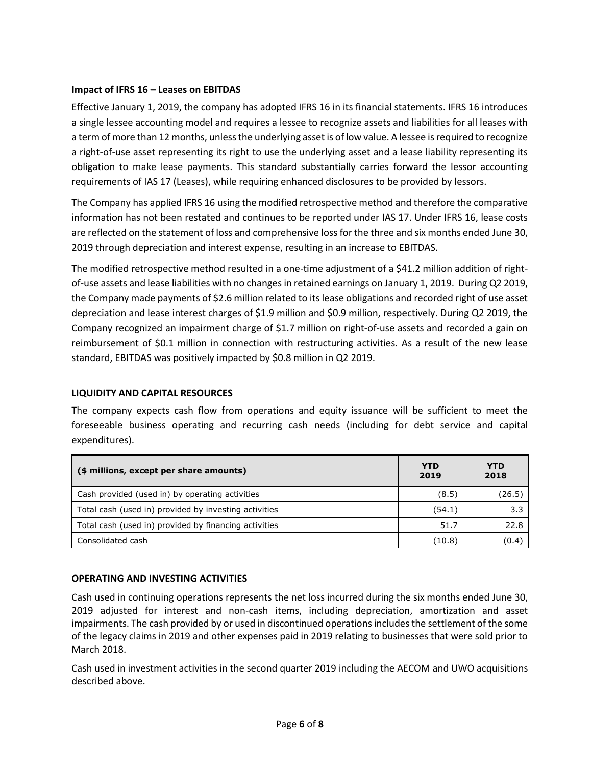**Impact of IFRS 16 – Leases on EBITDAS**

Effective January 1, 2019, the company has adopted IFRS 16 in its financial statements. IFRS 16 introduces a single lessee accounting model and requires a lessee to recognize assets and liabilities for all leases with a term of more than 12 months, unless the underlying asset is of low value. A lessee is required to recognize a right-of-use asset representing its right to use the underlying asset and a lease liability representing its obligation to make lease payments. This standard substantially carries forward the lessor accounting requirements of IAS 17 (Leases), while requiring enhanced disclosures to be provided by lessors.

The Company has applied IFRS 16 using the modified retrospective method and therefore the comparative information has not been restated and continues to be reported under IAS 17. Under IFRS 16, lease costs are reflected on the statement of loss and comprehensive loss for the three and six months ended June 30, 2019 through depreciation and interest expense, resulting in an increase to EBITDAS.

The modified retrospective method resulted in a one-time adjustment of a $41.2 million addition of right-of-use assets and lease liabilities with no changes in retained earnings on January 1, 2019. During Q2 2019, the Company made payments of $2.6 million related to its lease obligations and recorded right of use asset depreciation and lease interest charges of $1.9 million and $0.9 million, respectively. During Q2 2019, the Company recognized an impairment charge of $1.7 million on right-of-use assets and recorded a gain on reimbursement of $0.1 million in connection with restructuring activities. As a result of the new lease standard, EBITDAS was positively impacted by $0.8 million in Q2 2019.

**LIQUIDITY AND CAPITAL RESOURCES**

The company expects cash flow from operations and equity issuance will be sufficient to meet the foreseeable business operating and recurring cash needs (including for debt service and capital expenditures).

| ($ millions, except per share amounts) | YTD 2019 | YTD 2018 |
|---|---|---|
| Cash provided (used in) by operating activities | (8.5) | (26.5) |
| Total cash (used in) provided by investing activities | (54.1) | 3.3 |
| Total cash (used in) provided by financing activities | 51.7 | 22.8 |
| Consolidated cash | (10.8) | (0.4) |

**OPERATING AND INVESTING ACTIVITIES**

Cash used in continuing operations represents the net loss incurred during the six months ended June 30, 2019 adjusted for interest and non-cash items, including depreciation, amortization and asset impairments. The cash provided by or used in discontinued operations includes the settlement of the some of the legacy claims in 2019 and other expenses paid in 2019 relating to businesses that were sold prior to March 2018.

Cash used in investment activities in the second quarter 2019 including the AECOM and UWO acquisitions described above.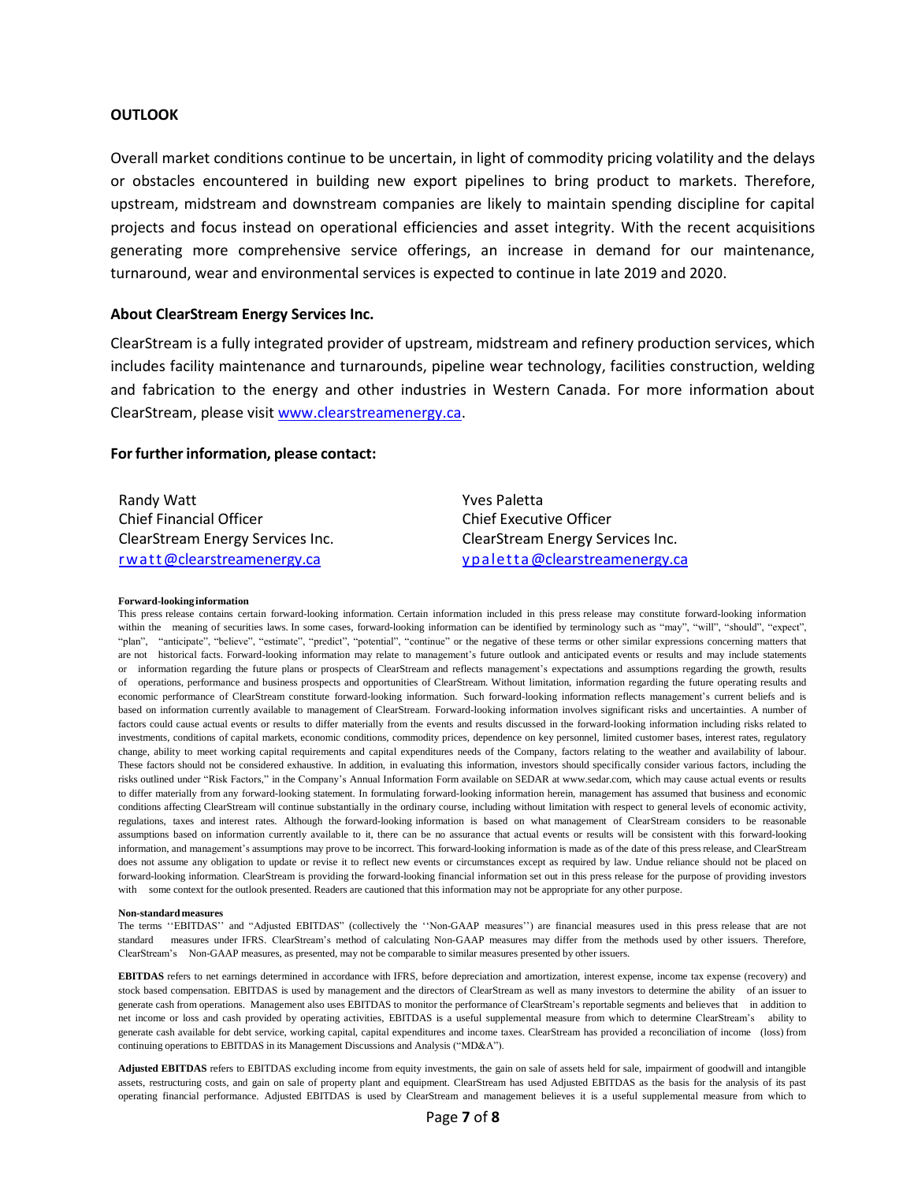**OUTLOOK**

Overall market conditions continue to be uncertain, in light of commodity pricing volatility and the delays or obstacles encountered in building new export pipelines to bring product to markets. Therefore, upstream, midstream and downstream companies are likely to maintain spending discipline for capital projects and focus instead on operational efficiencies and asset integrity. With the recent acquisitions generating more comprehensive service offerings, an increase in demand for our maintenance, turnaround, wear and environmental services is expected to continue in late 2019 and 2020.

**About ClearStream Energy Services Inc.**

ClearStream is a fully integrated provider of upstream, midstream and refinery production services, which includes facility maintenance and turnarounds, pipeline wear technology, facilities construction, welding and fabrication to the energy and other industries in Western Canada. For more information about ClearStream, please visit www.clearstreamenergy.ca.

**For further information, please contact:**

Randy Watt
Chief Financial Officer
ClearStream Energy Services Inc.
rwatt@clearstreamenergy.ca

Yves Paletta
Chief Executive Officer
ClearStream Energy Services Inc.
ypaletta@clearstreamenergy.ca

**Forward-looking information**

This press release contains certain forward-looking information. Certain information included in this press release may constitute forward-looking information within the meaning of securities laws. In some cases, forward-looking information can be identified by terminology such as "may", "will", "should", "expect", "plan", "anticipate", "believe", "estimate", "predict", "potential", "continue" or the negative of these terms or other similar expressions concerning matters that are not historical facts. Forward-looking information may relate to management's future outlook and anticipated events or results and may include statements or information regarding the future plans or prospects of ClearStream and reflects management's expectations and assumptions regarding the growth, results of operations, performance and business prospects and opportunities of ClearStream. Without limitation, information regarding the future operating results and economic performance of ClearStream constitute forward-looking information. Such forward-looking information reflects management's current beliefs and is based on information currently available to management of ClearStream. Forward-looking information involves significant risks and uncertainties. A number of factors could cause actual events or results to differ materially from the events and results discussed in the forward-looking information including risks related to investments, conditions of capital markets, economic conditions, commodity prices, dependence on key personnel, limited customer bases, interest rates, regulatory change, ability to meet working capital requirements and capital expenditures needs of the Company, factors relating to the weather and availability of labour. These factors should not be considered exhaustive. In addition, in evaluating this information, investors should specifically consider various factors, including the risks outlined under "Risk Factors," in the Company's Annual Information Form available on SEDAR at www.sedar.com, which may cause actual events or results to differ materially from any forward-looking statement. In formulating forward-looking information herein, management has assumed that business and economic conditions affecting ClearStream will continue substantially in the ordinary course, including without limitation with respect to general levels of economic activity, regulations, taxes and interest rates. Although the forward-looking information is based on what management of ClearStream considers to be reasonable assumptions based on information currently available to it, there can be no assurance that actual events or results will be consistent with this forward-looking information, and management's assumptions may prove to be incorrect. This forward-looking information is made as of the date of this press release, and ClearStream does not assume any obligation to update or revise it to reflect new events or circumstances except as required by law. Undue reliance should not be placed on forward-looking information. ClearStream is providing the forward-looking financial information set out in this press release for the purpose of providing investors with some context for the outlook presented. Readers are cautioned that this information may not be appropriate for any other purpose.

**Non-standard measures**

The terms ''EBITDAS'' and "Adjusted EBITDAS" (collectively the ''Non-GAAP measures'') are financial measures used in this press release that are not standard measures under IFRS. ClearStream's method of calculating Non-GAAP measures may differ from the methods used by other issuers. Therefore, ClearStream's Non-GAAP measures, as presented, may not be comparable to similar measures presented by other issuers.

**EBITDAS** refers to net earnings determined in accordance with IFRS, before depreciation and amortization, interest expense, income tax expense (recovery) and stock based compensation. EBITDAS is used by management and the directors of ClearStream as well as many investors to determine the ability of an issuer to generate cash from operations. Management also uses EBITDAS to monitor the performance of ClearStream's reportable segments and believes that in addition to net income or loss and cash provided by operating activities, EBITDAS is a useful supplemental measure from which to determine ClearStream's ability to generate cash available for debt service, working capital, capital expenditures and income taxes. ClearStream has provided a reconciliation of income (loss) from continuing operations to EBITDAS in its Management Discussions and Analysis ("MD&A").

**Adjusted EBITDAS** refers to EBITDAS excluding income from equity investments, the gain on sale of assets held for sale, impairment of goodwill and intangible assets, restructuring costs, and gain on sale of property plant and equipment. ClearStream has used Adjusted EBITDAS as the basis for the analysis of its past operating financial performance. Adjusted EBITDAS is used by ClearStream and management believes it is a useful supplemental measure from which to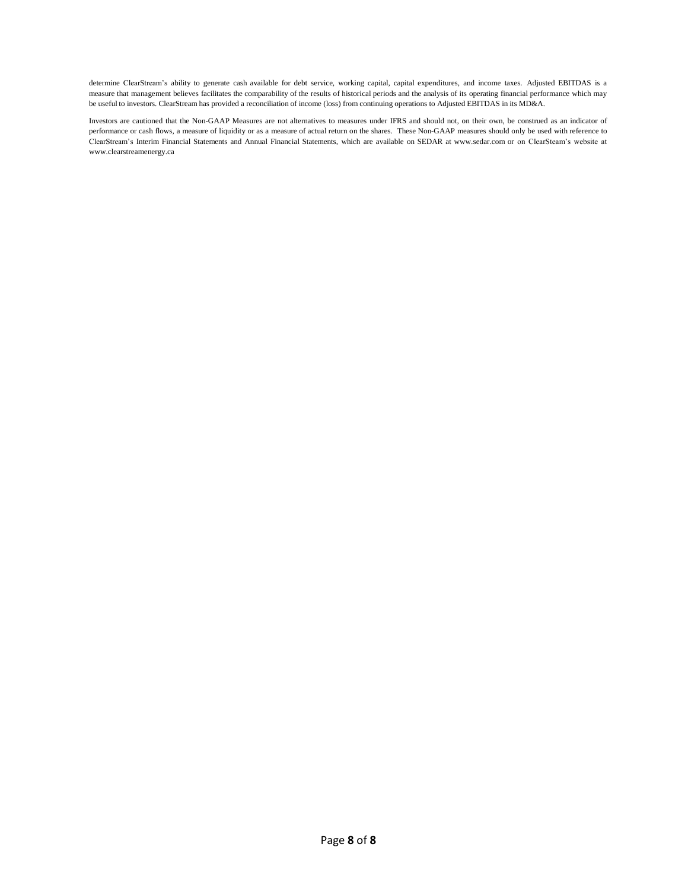determine ClearStream's ability to generate cash available for debt service, working capital, capital expenditures, and income taxes. Adjusted EBITDAS is a measure that management believes facilitates the comparability of the results of historical periods and the analysis of its operating financial performance which may be useful to investors. ClearStream has provided a reconciliation of income (loss) from continuing operations to Adjusted EBITDAS in its MD&A.

Investors are cautioned that the Non-GAAP Measures are not alternatives to measures under IFRS and should not, on their own, be construed as an indicator of performance or cash flows, a measure of liquidity or as a measure of actual return on the shares. These Non-GAAP measures should only be used with reference to ClearStream's Interim Financial Statements and Annual Financial Statements, which are available on SEDAR at www.sedar.com or on ClearSteam's website at www.clearstreamenergy.ca